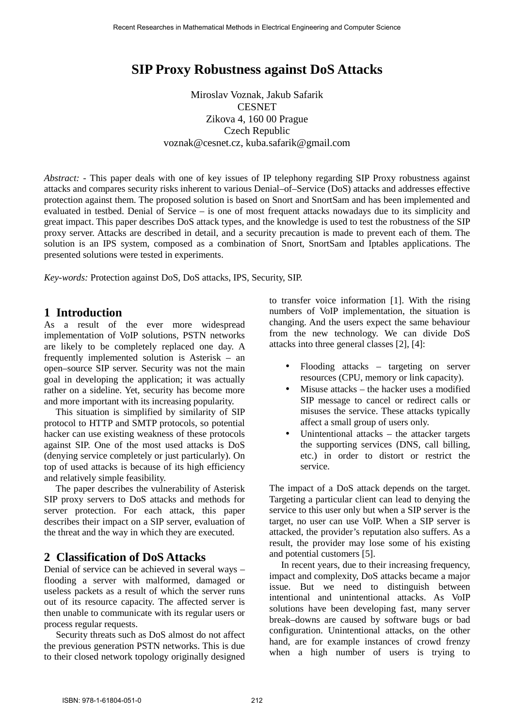# SIP Proxy Robustness against DoS Attacks

Miroslav Voznak, Jakub Safarik
CESNET
Zikova 4, 160 00 Prague
Czech Republic
voznak@cesnet.cz, kuba.safarik@gmail.com

*Abstract:* - This paper deals with one of key issues of IP telephony regarding SIP Proxy robustness against attacks and compares security risks inherent to various Denial–of–Service (DoS) attacks and addresses effective protection against them. The proposed solution is based on Snort and SnortSam and has been implemented and evaluated in testbed. Denial of Service – is one of most frequent attacks nowadays due to its simplicity and great impact. This paper describes DoS attack types, and the knowledge is used to test the robustness of the SIP proxy server. Attacks are described in detail, and a security precaution is made to prevent each of them. The solution is an IPS system, composed as a combination of Snort, SnortSam and Iptables applications. The presented solutions were tested in experiments.

*Key-words:* Protection against DoS, DoS attacks, IPS, Security, SIP.

## 1 Introduction

As a result of the ever more widespread implementation of VoIP solutions, PSTN networks are likely to be completely replaced one day. A frequently implemented solution is Asterisk – an open–source SIP server. Security was not the main goal in developing the application; it was actually rather on a sideline. Yet, security has become more and more important with its increasing popularity.

This situation is simplified by similarity of SIP protocol to HTTP and SMTP protocols, so potential hacker can use existing weakness of these protocols against SIP. One of the most used attacks is DoS (denying service completely or just particularly). On top of used attacks is because of its high efficiency and relatively simple feasibility.

The paper describes the vulnerability of Asterisk SIP proxy servers to DoS attacks and methods for server protection. For each attack, this paper describes their impact on a SIP server, evaluation of the threat and the way in which they are executed.

## 2 Classification of DoS Attacks

Denial of service can be achieved in several ways – flooding a server with malformed, damaged or useless packets as a result of which the server runs out of its resource capacity. The affected server is then unable to communicate with its regular users or process regular requests.

Security threats such as DoS almost do not affect the previous generation PSTN networks. This is due to their closed network topology originally designed to transfer voice information [1]. With the rising numbers of VoIP implementation, the situation is changing. And the users expect the same behaviour from the new technology. We can divide DoS attacks into three general classes [2], [4]:

- Flooding attacks – targeting on server resources (CPU, memory or link capacity).
- Misuse attacks – the hacker uses a modified SIP message to cancel or redirect calls or misuses the service. These attacks typically affect a small group of users only.
- Unintentional attacks – the attacker targets the supporting services (DNS, call billing, etc.) in order to distort or restrict the service.

The impact of a DoS attack depends on the target. Targeting a particular client can lead to denying the service to this user only but when a SIP server is the target, no user can use VoIP. When a SIP server is attacked, the provider's reputation also suffers. As a result, the provider may lose some of his existing and potential customers [5].

In recent years, due to their increasing frequency, impact and complexity, DoS attacks became a major issue. But we need to distinguish between intentional and unintentional attacks. As VoIP solutions have been developing fast, many server break–downs are caused by software bugs or bad configuration. Unintentional attacks, on the other hand, are for example instances of crowd frenzy when a high number of users is trying to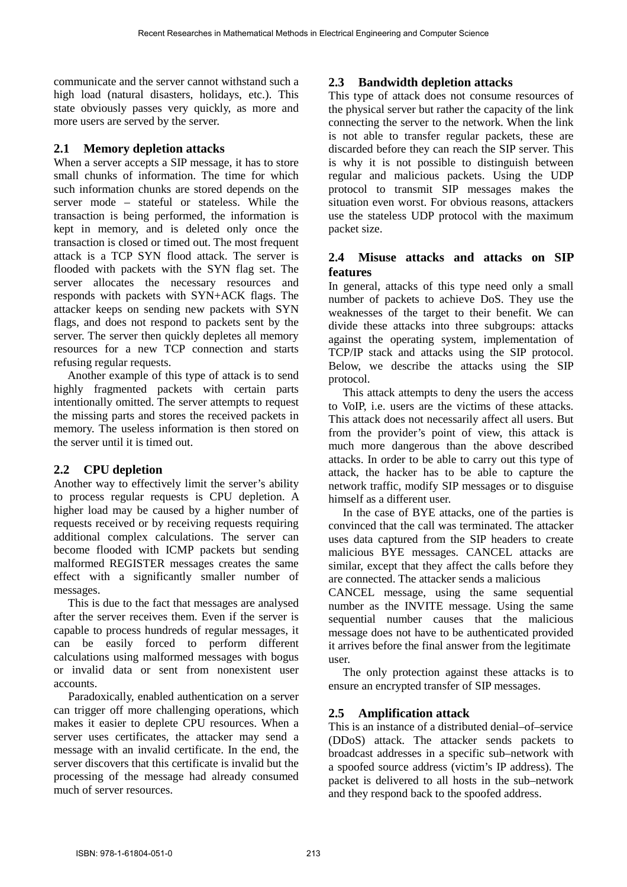communicate and the server cannot withstand such a high load (natural disasters, holidays, etc.). This state obviously passes very quickly, as more and more users are served by the server.

### 2.1 Memory depletion attacks

When a server accepts a SIP message, it has to store small chunks of information. The time for which such information chunks are stored depends on the server mode – stateful or stateless. While the transaction is being performed, the information is kept in memory, and is deleted only once the transaction is closed or timed out. The most frequent attack is a TCP SYN flood attack. The server is flooded with packets with the SYN flag set. The server allocates the necessary resources and responds with packets with SYN+ACK flags. The attacker keeps on sending new packets with SYN flags, and does not respond to packets sent by the server. The server then quickly depletes all memory resources for a new TCP connection and starts refusing regular requests.

Another example of this type of attack is to send highly fragmented packets with certain parts intentionally omitted. The server attempts to request the missing parts and stores the received packets in memory. The useless information is then stored on the server until it is timed out.

### 2.2 CPU depletion

Another way to effectively limit the server's ability to process regular requests is CPU depletion. A higher load may be caused by a higher number of requests received or by receiving requests requiring additional complex calculations. The server can become flooded with ICMP packets but sending malformed REGISTER messages creates the same effect with a significantly smaller number of messages.

This is due to the fact that messages are analysed after the server receives them. Even if the server is capable to process hundreds of regular messages, it can be easily forced to perform different calculations using malformed messages with bogus or invalid data or sent from nonexistent user accounts.

Paradoxically, enabled authentication on a server can trigger off more challenging operations, which makes it easier to deplete CPU resources. When a server uses certificates, the attacker may send a message with an invalid certificate. In the end, the server discovers that this certificate is invalid but the processing of the message had already consumed much of server resources.

### 2.3 Bandwidth depletion attacks

This type of attack does not consume resources of the physical server but rather the capacity of the link connecting the server to the network. When the link is not able to transfer regular packets, these are discarded before they can reach the SIP server. This is why it is not possible to distinguish between regular and malicious packets. Using the UDP protocol to transmit SIP messages makes the situation even worst. For obvious reasons, attackers use the stateless UDP protocol with the maximum packet size.

### 2.4 Misuse attacks and attacks on SIP features

In general, attacks of this type need only a small number of packets to achieve DoS. They use the weaknesses of the target to their benefit. We can divide these attacks into three subgroups: attacks against the operating system, implementation of TCP/IP stack and attacks using the SIP protocol. Below, we describe the attacks using the SIP protocol.

This attack attempts to deny the users the access to VoIP, i.e. users are the victims of these attacks. This attack does not necessarily affect all users. But from the provider's point of view, this attack is much more dangerous than the above described attacks. In order to be able to carry out this type of attack, the hacker has to be able to capture the network traffic, modify SIP messages or to disguise himself as a different user.

In the case of BYE attacks, one of the parties is convinced that the call was terminated. The attacker uses data captured from the SIP headers to create malicious BYE messages. CANCEL attacks are similar, except that they affect the calls before they are connected. The attacker sends a malicious CANCEL message, using the same sequential number as the INVITE message. Using the same sequential number causes that the malicious message does not have to be authenticated provided it arrives before the final answer from the legitimate user.

The only protection against these attacks is to ensure an encrypted transfer of SIP messages.

### 2.5 Amplification attack

This is an instance of a distributed denial–of–service (DDoS) attack. The attacker sends packets to broadcast addresses in a specific sub–network with a spoofed source address (victim's IP address). The packet is delivered to all hosts in the sub–network and they respond back to the spoofed address.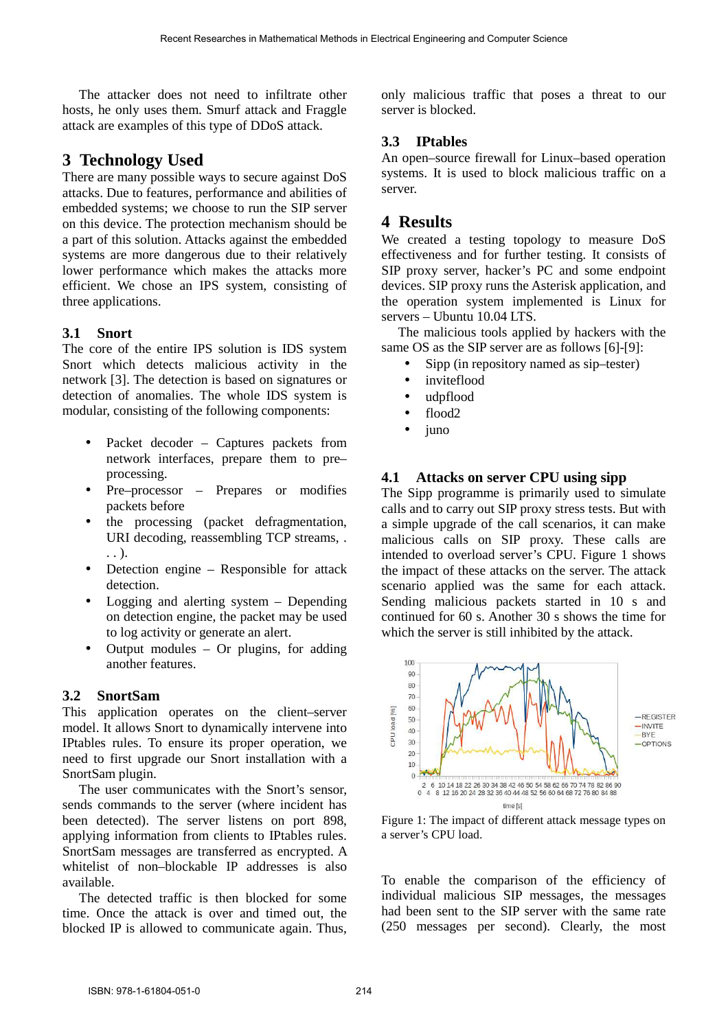The attacker does not need to infiltrate other hosts, he only uses them. Smurf attack and Fraggle attack are examples of this type of DDoS attack.

# 3 Technology Used

There are many possible ways to secure against DoS attacks. Due to features, performance and abilities of embedded systems; we choose to run the SIP server on this device. The protection mechanism should be a part of this solution. Attacks against the embedded systems are more dangerous due to their relatively lower performance which makes the attacks more efficient. We chose an IPS system, consisting of three applications.

## 3.1 Snort

The core of the entire IPS solution is IDS system Snort which detects malicious activity in the network [3]. The detection is based on signatures or detection of anomalies. The whole IDS system is modular, consisting of the following components:

- Packet decoder – Captures packets from network interfaces, prepare them to pre–processing.
- Pre–processor – Prepares or modifies packets before
- the processing (packet defragmentation, URI decoding, reassembling TCP streams, . . . ).
- Detection engine – Responsible for attack detection.
- Logging and alerting system – Depending on detection engine, the packet may be used to log activity or generate an alert.
- Output modules – Or plugins, for adding another features.

## 3.2 SnortSam

This application operates on the client–server model. It allows Snort to dynamically intervene into IPtables rules. To ensure its proper operation, we need to first upgrade our Snort installation with a SnortSam plugin.

The user communicates with the Snort's sensor, sends commands to the server (where incident has been detected). The server listens on port 898, applying information from clients to IPtables rules. SnortSam messages are transferred as encrypted. A whitelist of non–blockable IP addresses is also available.

The detected traffic is then blocked for some time. Once the attack is over and timed out, the blocked IP is allowed to communicate again. Thus, only malicious traffic that poses a threat to our server is blocked.

## 3.3 IPtables

An open–source firewall for Linux–based operation systems. It is used to block malicious traffic on a server.

# 4 Results

We created a testing topology to measure DoS effectiveness and for further testing. It consists of SIP proxy server, hacker's PC and some endpoint devices. SIP proxy runs the Asterisk application, and the operation system implemented is Linux for servers – Ubuntu 10.04 LTS.

The malicious tools applied by hackers with the same OS as the SIP server are as follows [6]-[9]:

- Sipp (in repository named as sip–tester)
- inviteflood
- udpflood
- flood2
- juno

## 4.1 Attacks on server CPU using sipp

The Sipp programme is primarily used to simulate calls and to carry out SIP proxy stress tests. But with a simple upgrade of the call scenarios, it can make malicious calls on SIP proxy. These calls are intended to overload server's CPU. Figure 1 shows the impact of these attacks on the server. The attack scenario applied was the same for each attack. Sending malicious packets started in 10 s and continued for 60 s. Another 30 s shows the time for which the server is still inhibited by the attack.

Figure 1: The impact of different attack message types on a server's CPU load.

To enable the comparison of the efficiency of individual malicious SIP messages, the messages had been sent to the SIP server with the same rate (250 messages per second). Clearly, the most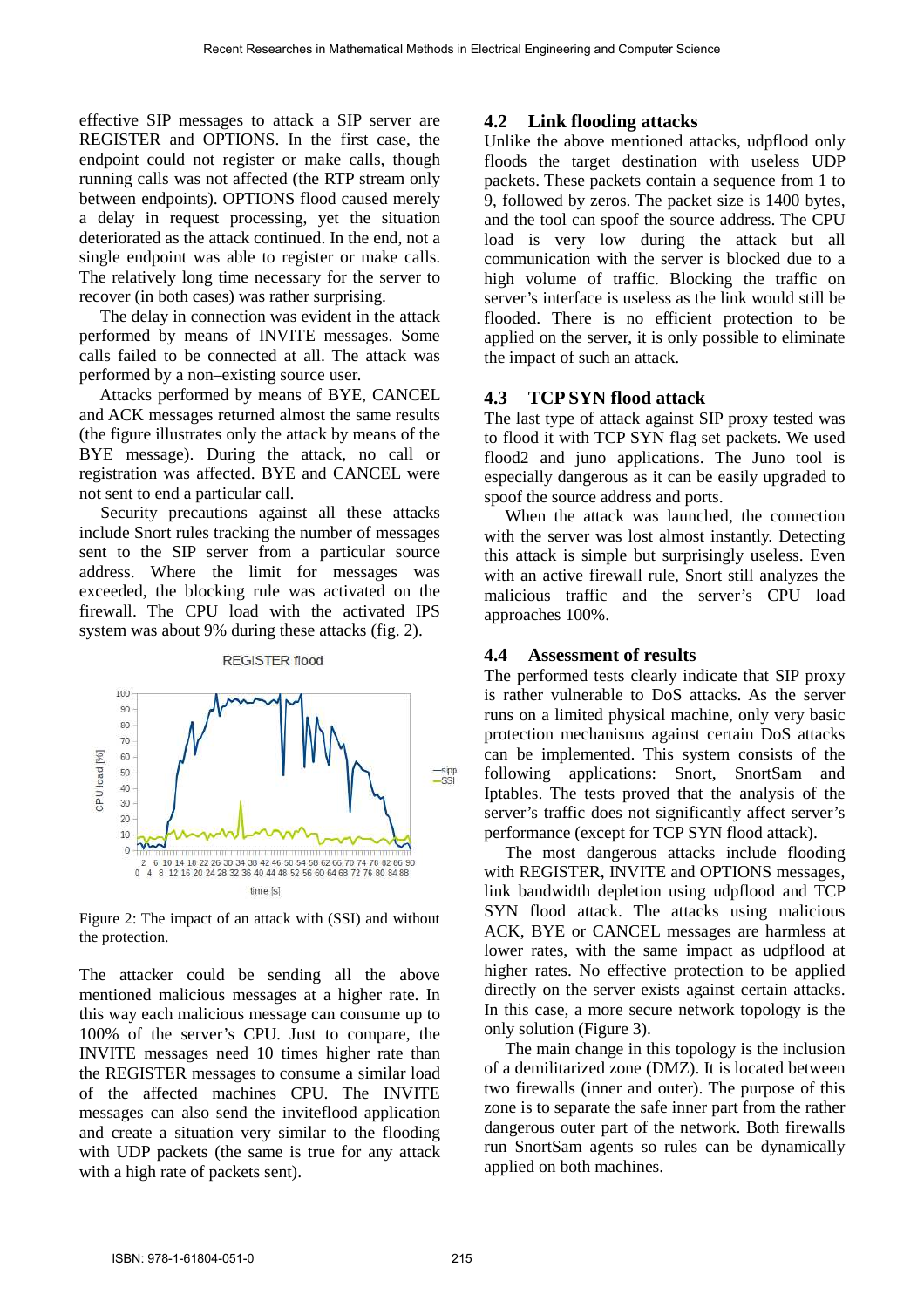effective SIP messages to attack a SIP server are REGISTER and OPTIONS. In the first case, the endpoint could not register or make calls, though running calls was not affected (the RTP stream only between endpoints). OPTIONS flood caused merely a delay in request processing, yet the situation deteriorated as the attack continued. In the end, not a single endpoint was able to register or make calls. The relatively long time necessary for the server to recover (in both cases) was rather surprising.

The delay in connection was evident in the attack performed by means of INVITE messages. Some calls failed to be connected at all. The attack was performed by a non–existing source user.

Attacks performed by means of BYE, CANCEL and ACK messages returned almost the same results (the figure illustrates only the attack by means of the BYE message). During the attack, no call or registration was affected. BYE and CANCEL were not sent to end a particular call.

Security precautions against all these attacks include Snort rules tracking the number of messages sent to the SIP server from a particular source address. Where the limit for messages was exceeded, the blocking rule was activated on the firewall. The CPU load with the activated IPS system was about 9% during these attacks (fig. 2).

Figure 2: The impact of an attack with (SSI) and without the protection.

The attacker could be sending all the above mentioned malicious messages at a higher rate. In this way each malicious message can consume up to 100% of the server's CPU. Just to compare, the INVITE messages need 10 times higher rate than the REGISTER messages to consume a similar load of the affected machines CPU. The INVITE messages can also send the inviteflood application and create a situation very similar to the flooding with UDP packets (the same is true for any attack with a high rate of packets sent).

## 4.2 Link flooding attacks

Unlike the above mentioned attacks, udpflood only floods the target destination with useless UDP packets. These packets contain a sequence from 1 to 9, followed by zeros. The packet size is 1400 bytes, and the tool can spoof the source address. The CPU load is very low during the attack but all communication with the server is blocked due to a high volume of traffic. Blocking the traffic on server's interface is useless as the link would still be flooded. There is no efficient protection to be applied on the server, it is only possible to eliminate the impact of such an attack.

## 4.3 TCP SYN flood attack

The last type of attack against SIP proxy tested was to flood it with TCP SYN flag set packets. We used flood2 and juno applications. The Juno tool is especially dangerous as it can be easily upgraded to spoof the source address and ports.

When the attack was launched, the connection with the server was lost almost instantly. Detecting this attack is simple but surprisingly useless. Even with an active firewall rule, Snort still analyzes the malicious traffic and the server's CPU load approaches 100%.

## 4.4 Assessment of results

The performed tests clearly indicate that SIP proxy is rather vulnerable to DoS attacks. As the server runs on a limited physical machine, only very basic protection mechanisms against certain DoS attacks can be implemented. This system consists of the following applications: Snort, SnortSam and Iptables. The tests proved that the analysis of the server's traffic does not significantly affect server's performance (except for TCP SYN flood attack).

The most dangerous attacks include flooding with REGISTER, INVITE and OPTIONS messages, link bandwidth depletion using udpflood and TCP SYN flood attack. The attacks using malicious ACK, BYE or CANCEL messages are harmless at lower rates, with the same impact as udpflood at higher rates. No effective protection to be applied directly on the server exists against certain attacks. In this case, a more secure network topology is the only solution (Figure 3).

The main change in this topology is the inclusion of a demilitarized zone (DMZ). It is located between two firewalls (inner and outer). The purpose of this zone is to separate the safe inner part from the rather dangerous outer part of the network. Both firewalls run SnortSam agents so rules can be dynamically applied on both machines.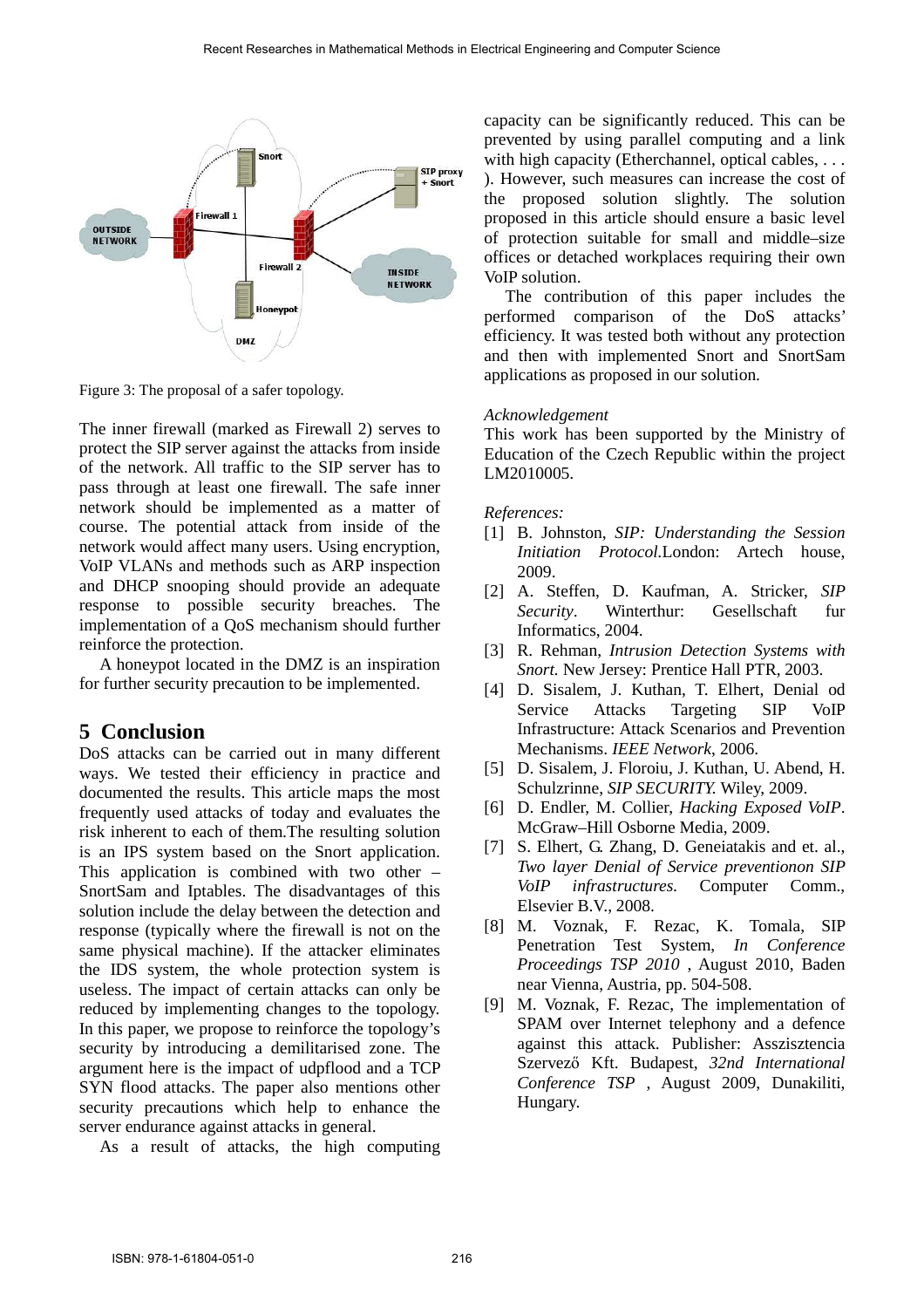OUTSIDE NETWORK

Firewall 1

Snort

SIP proxy + Snort

Firewall 2

INSIDE NETWORK

Honeypot

DMZ

Figure 3: The proposal of a safer topology.

The inner firewall (marked as Firewall 2) serves to protect the SIP server against the attacks from inside of the network. All traffic to the SIP server has to pass through at least one firewall. The safe inner network should be implemented as a matter of course. The potential attack from inside of the network would affect many users. Using encryption, VoIP VLANs and methods such as ARP inspection and DHCP snooping should provide an adequate response to possible security breaches. The implementation of a QoS mechanism should further reinforce the protection.

A honeypot located in the DMZ is an inspiration for further security precaution to be implemented.

## 5 Conclusion

DoS attacks can be carried out in many different ways. We tested their efficiency in practice and documented the results. This article maps the most frequently used attacks of today and evaluates the risk inherent to each of them.The resulting solution is an IPS system based on the Snort application. This application is combined with two other – SnortSam and Iptables. The disadvantages of this solution include the delay between the detection and response (typically where the firewall is not on the same physical machine). If the attacker eliminates the IDS system, the whole protection system is useless. The impact of certain attacks can only be reduced by implementing changes to the topology. In this paper, we propose to reinforce the topology's security by introducing a demilitarised zone. The argument here is the impact of udpflood and a TCP SYN flood attacks. The paper also mentions other security precautions which help to enhance the server endurance against attacks in general.

As a result of attacks, the high computing capacity can be significantly reduced. This can be prevented by using parallel computing and a link with high capacity (Etherchannel, optical cables, . . . ). However, such measures can increase the cost of the proposed solution slightly. The solution proposed in this article should ensure a basic level of protection suitable for small and middle–size offices or detached workplaces requiring their own VoIP solution.

The contribution of this paper includes the performed comparison of the DoS attacks' efficiency. It was tested both without any protection and then with implemented Snort and SnortSam applications as proposed in our solution.

*Acknowledgement*

This work has been supported by the Ministry of Education of the Czech Republic within the project LM2010005.

*References:*

[1] B. Johnston, *SIP: Understanding the Session Initiation Protocol.*London: Artech house, 2009.

[2] A. Steffen, D. Kaufman, A. Stricker, *SIP Security*. Winterthur: Gesellschaft fur Informatics, 2004.

[3] R. Rehman, *Intrusion Detection Systems with Snort.* New Jersey: Prentice Hall PTR, 2003.

[4] D. Sisalem, J. Kuthan, T. Elhert, Denial od Service Attacks Targeting SIP VoIP Infrastructure: Attack Scenarios and Prevention Mechanisms. *IEEE Network*, 2006.

[5] D. Sisalem, J. Floroiu, J. Kuthan, U. Abend, H. Schulzrinne, *SIP SECURITY.* Wiley, 2009.

[6] D. Endler, M. Collier, *Hacking Exposed VoIP*. McGraw–Hill Osborne Media, 2009.

[7] S. Elhert, G. Zhang, D. Geneiatakis and et. al., *Two layer Denial of Service preventionon SIP VoIP infrastructures.* Computer Comm., Elsevier B.V., 2008.

[8] M. Voznak, F. Rezac, K. Tomala, SIP Penetration Test System, *In Conference Proceedings TSP 2010* , August 2010, Baden near Vienna, Austria, pp. 504-508.

[9] M. Voznak, F. Rezac, The implementation of SPAM over Internet telephony and a defence against this attack. Publisher: Asszisztencia Szervező Kft. Budapest, *32nd International Conference TSP* , August 2009, Dunakiliti, Hungary.